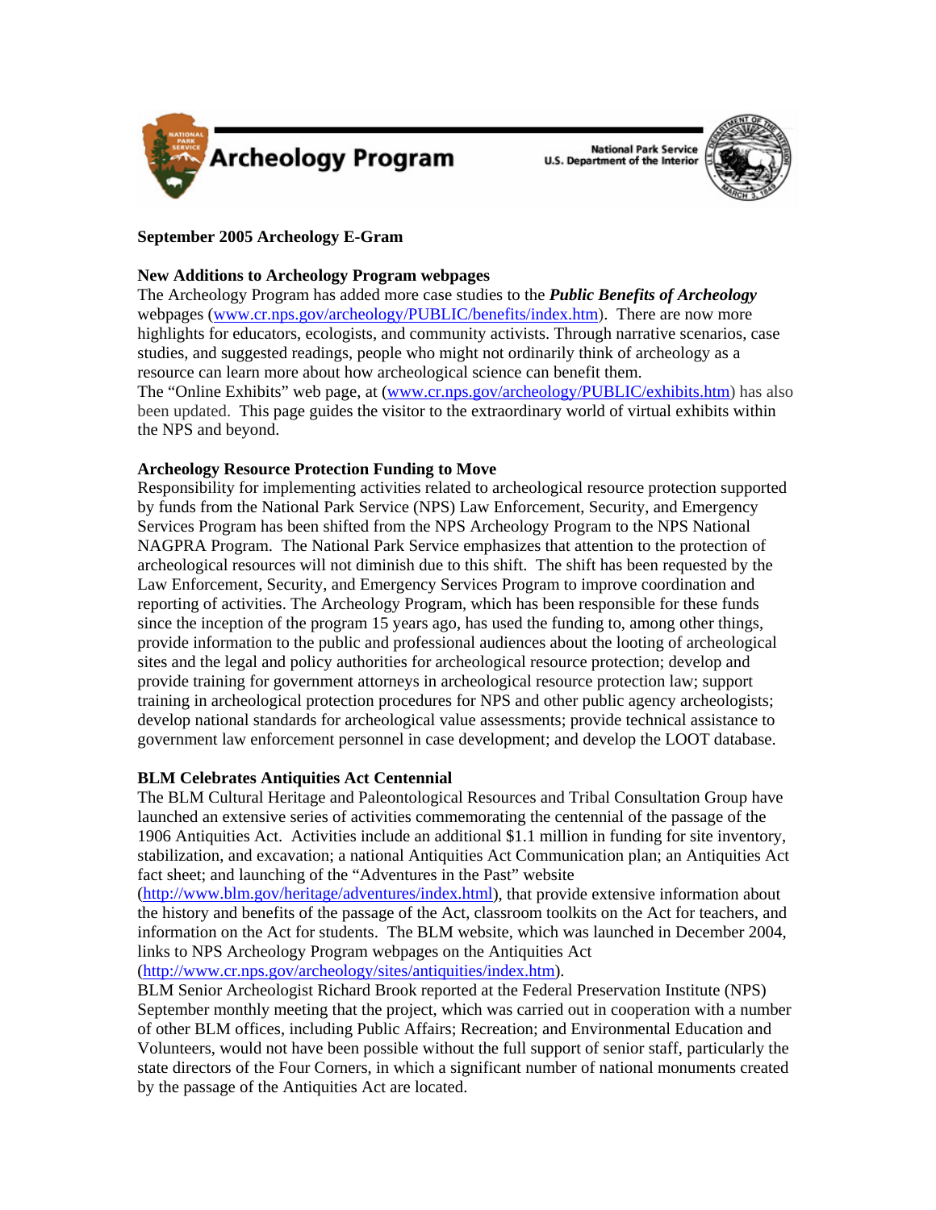Archeology Program

National Park Service
U.S. Department of the Interior

**September 2005 Archeology E-Gram**

**New Additions to Archeology Program webpages**

The Archeology Program has added more case studies to the ***Public Benefits of Archeology*** webpages (www.cr.nps.gov/archeology/PUBLIC/benefits/index.htm). There are now more highlights for educators, ecologists, and community activists. Through narrative scenarios, case studies, and suggested readings, people who might not ordinarily think of archeology as a resource can learn more about how archeological science can benefit them.

The "Online Exhibits" web page, at (www.cr.nps.gov/archeology/PUBLIC/exhibits.htm) has also been updated. This page guides the visitor to the extraordinary world of virtual exhibits within the NPS and beyond.

**Archeology Resource Protection Funding to Move**

Responsibility for implementing activities related to archeological resource protection supported by funds from the National Park Service (NPS) Law Enforcement, Security, and Emergency Services Program has been shifted from the NPS Archeology Program to the NPS National NAGPRA Program. The National Park Service emphasizes that attention to the protection of archeological resources will not diminish due to this shift. The shift has been requested by the Law Enforcement, Security, and Emergency Services Program to improve coordination and reporting of activities. The Archeology Program, which has been responsible for these funds since the inception of the program 15 years ago, has used the funding to, among other things, provide information to the public and professional audiences about the looting of archeological sites and the legal and policy authorities for archeological resource protection; develop and provide training for government attorneys in archeological resource protection law; support training in archeological protection procedures for NPS and other public agency archeologists; develop national standards for archeological value assessments; provide technical assistance to government law enforcement personnel in case development; and develop the LOOT database.

**BLM Celebrates Antiquities Act Centennial**

The BLM Cultural Heritage and Paleontological Resources and Tribal Consultation Group have launched an extensive series of activities commemorating the centennial of the passage of the 1906 Antiquities Act. Activities include an additional $1.1 million in funding for site inventory, stabilization, and excavation; a national Antiquities Act Communication plan; an Antiquities Act fact sheet; and launching of the "Adventures in the Past" website (http://www.blm.gov/heritage/adventures/index.html), that provide extensive information about the history and benefits of the passage of the Act, classroom toolkits on the Act for teachers, and information on the Act for students. The BLM website, which was launched in December 2004, links to NPS Archeology Program webpages on the Antiquities Act (http://www.cr.nps.gov/archeology/sites/antiquities/index.htm).

BLM Senior Archeologist Richard Brook reported at the Federal Preservation Institute (NPS) September monthly meeting that the project, which was carried out in cooperation with a number of other BLM offices, including Public Affairs; Recreation; and Environmental Education and Volunteers, would not have been possible without the full support of senior staff, particularly the state directors of the Four Corners, in which a significant number of national monuments created by the passage of the Antiquities Act are located.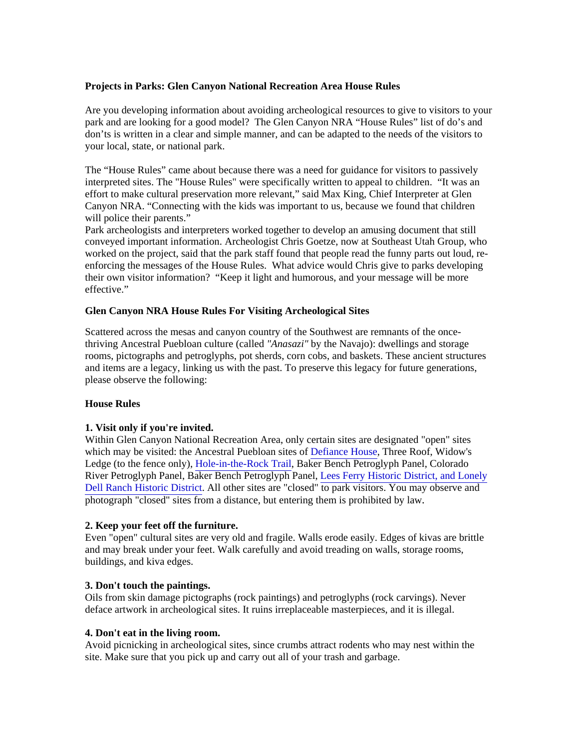**Projects in Parks: Glen Canyon National Recreation Area House Rules**

Are you developing information about avoiding archeological resources to give to visitors to your park and are looking for a good model? The Glen Canyon NRA "House Rules" list of do's and don'ts is written in a clear and simple manner, and can be adapted to the needs of the visitors to your local, state, or national park.

The "House Rules" came about because there was a need for guidance for visitors to passively interpreted sites. The "House Rules" were specifically written to appeal to children. "It was an effort to make cultural preservation more relevant," said Max King, Chief Interpreter at Glen Canyon NRA. "Connecting with the kids was important to us, because we found that children will police their parents."

Park archeologists and interpreters worked together to develop an amusing document that still conveyed important information. Archeologist Chris Goetze, now at Southeast Utah Group, who worked on the project, said that the park staff found that people read the funny parts out loud, re-enforcing the messages of the House Rules. What advice would Chris give to parks developing their own visitor information? "Keep it light and humorous, and your message will be more effective."

**Glen Canyon NRA House Rules For Visiting Archeological Sites**

Scattered across the mesas and canyon country of the Southwest are remnants of the once-thriving Ancestral Puebloan culture (called *"Anasazi"* by the Navajo): dwellings and storage rooms, pictographs and petroglyphs, pot sherds, corn cobs, and baskets. These ancient structures and items are a legacy, linking us with the past. To preserve this legacy for future generations, please observe the following:

**House Rules**

**1. Visit only if you're invited.**
Within Glen Canyon National Recreation Area, only certain sites are designated "open" sites which may be visited: the Ancestral Puebloan sites of Defiance House, Three Roof, Widow's Ledge (to the fence only), Hole-in-the-Rock Trail, Baker Bench Petroglyph Panel, Colorado River Petroglyph Panel, Baker Bench Petroglyph Panel, Lees Ferry Historic District, and Lonely Dell Ranch Historic District. All other sites are "closed" to park visitors. You may observe and photograph "closed" sites from a distance, but entering them is prohibited by law.

**2. Keep your feet off the furniture.**
Even "open" cultural sites are very old and fragile. Walls erode easily. Edges of kivas are brittle and may break under your feet. Walk carefully and avoid treading on walls, storage rooms, buildings, and kiva edges.

**3. Don't touch the paintings.**
Oils from skin damage pictographs (rock paintings) and petroglyphs (rock carvings). Never deface artwork in archeological sites. It ruins irreplaceable masterpieces, and it is illegal.

**4. Don't eat in the living room.**
Avoid picnicking in archeological sites, since crumbs attract rodents who may nest within the site. Make sure that you pick up and carry out all of your trash and garbage.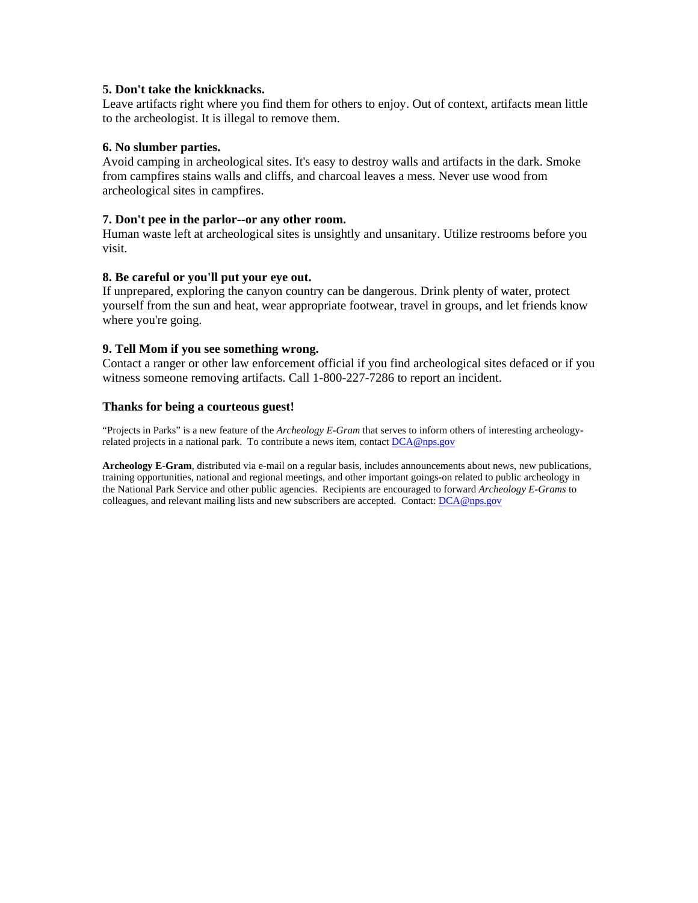**5. Don't take the knickknacks.**
Leave artifacts right where you find them for others to enjoy. Out of context, artifacts mean little to the archeologist. It is illegal to remove them.

**6. No slumber parties.**
Avoid camping in archeological sites. It's easy to destroy walls and artifacts in the dark. Smoke from campfires stains walls and cliffs, and charcoal leaves a mess. Never use wood from archeological sites in campfires.

**7. Don't pee in the parlor--or any other room.**
Human waste left at archeological sites is unsightly and unsanitary. Utilize restrooms before you visit.

**8. Be careful or you'll put your eye out.**
If unprepared, exploring the canyon country can be dangerous. Drink plenty of water, protect yourself from the sun and heat, wear appropriate footwear, travel in groups, and let friends know where you're going.

**9. Tell Mom if you see something wrong.**
Contact a ranger or other law enforcement official if you find archeological sites defaced or if you witness someone removing artifacts. Call 1-800-227-7286 to report an incident.

**Thanks for being a courteous guest!**

"Projects in Parks" is a new feature of the *Archeology E-Gram* that serves to inform others of interesting archeology-related projects in a national park. To contribute a news item, contact DCA@nps.gov

**Archeology E-Gram**, distributed via e-mail on a regular basis, includes announcements about news, new publications, training opportunities, national and regional meetings, and other important goings-on related to public archeology in the National Park Service and other public agencies. Recipients are encouraged to forward *Archeology E-Grams* to colleagues, and relevant mailing lists and new subscribers are accepted. Contact: DCA@nps.gov